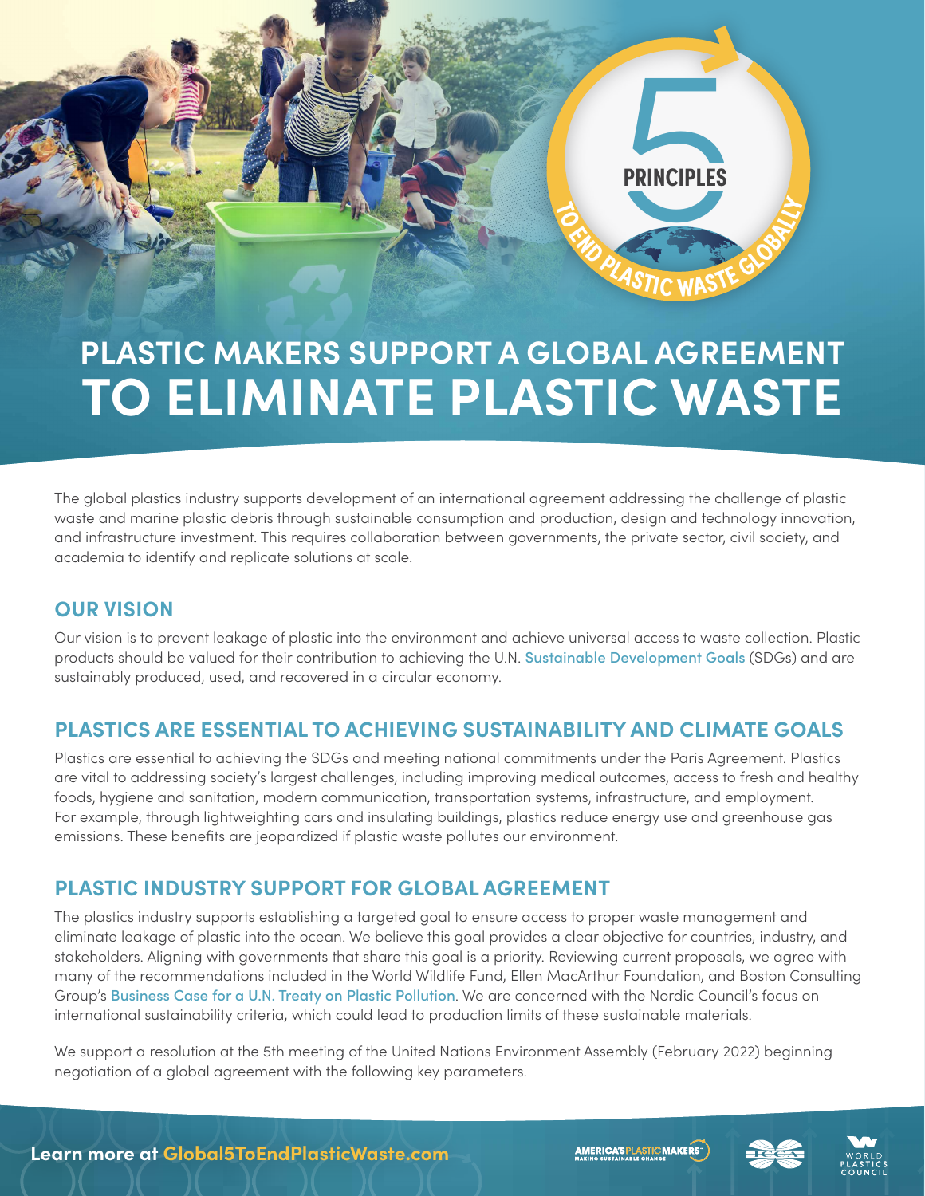# PLASTIC MAKERS SUPPORT A GLOBAL AGREEMENT TO ELIMINATE PLASTIC WASTE

The global plastics industry supports development of an international agreement addressing the challenge of plastic waste and marine plastic debris through sustainable consumption and production, design and technology innovation, and infrastructure investment. This requires collaboration between governments, the private sector, civil society, and academia to identify and replicate solutions at scale.

## OUR VISION

Our vision is to prevent leakage of plastic into the environment and achieve universal access to waste collection. Plastic products should be valued for their contribution to achieving the U.N. Sustainable Development Goals (SDGs) and are sustainably produced, used, and recovered in a circular economy.

## PLASTICS ARE ESSENTIAL TO ACHIEVING SUSTAINABILITY AND CLIMATE GOALS

Plastics are essential to achieving the SDGs and meeting national commitments under the Paris Agreement. Plastics are vital to addressing society's largest challenges, including improving medical outcomes, access to fresh and healthy foods, hygiene and sanitation, modern communication, transportation systems, infrastructure, and employment. For example, through lightweighting cars and insulating buildings, plastics reduce energy use and greenhouse gas emissions. These benefits are jeopardized if plastic waste pollutes our environment.

## PLASTIC INDUSTRY SUPPORT FOR GLOBAL AGREEMENT

The plastics industry supports establishing a targeted goal to ensure access to proper waste management and eliminate leakage of plastic into the ocean. We believe this goal provides a clear objective for countries, industry, and stakeholders. Aligning with governments that share this goal is a priority. Reviewing current proposals, we agree with many of the recommendations included in the World Wildlife Fund, Ellen MacArthur Foundation, and Boston Consulting Group's Business Case for a U.N. Treaty on Plastic Pollution. We are concerned with the Nordic Council's focus on international sustainability criteria, which could lead to production limits of these sustainable materials.

We support a resolution at the 5th meeting of the United Nations Environment Assembly (February 2022) beginning negotiation of a global agreement with the following key parameters.

Learn more at Global5ToEndPlasticWaste.com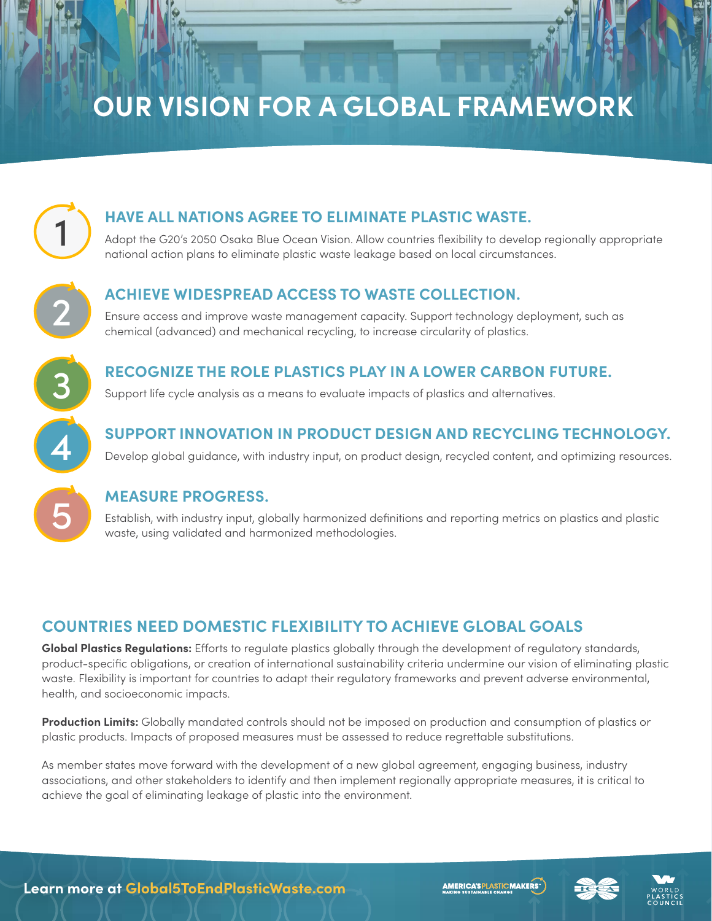# OUR VISION FOR A GLOBAL FRAMEWORK

1. **HAVE ALL NATIONS AGREE TO ELIMINATE PLASTIC WASTE.**
   Adopt the G20's 2050 Osaka Blue Ocean Vision. Allow countries flexibility to develop regionally appropriate national action plans to eliminate plastic waste leakage based on local circumstances.

2. **ACHIEVE WIDESPREAD ACCESS TO WASTE COLLECTION.**
   Ensure access and improve waste management capacity. Support technology deployment, such as chemical (advanced) and mechanical recycling, to increase circularity of plastics.

3. **RECOGNIZE THE ROLE PLASTICS PLAY IN A LOWER CARBON FUTURE.**
   Support life cycle analysis as a means to evaluate impacts of plastics and alternatives.

4. **SUPPORT INNOVATION IN PRODUCT DESIGN AND RECYCLING TECHNOLOGY.**
   Develop global guidance, with industry input, on product design, recycled content, and optimizing resources.

5. **MEASURE PROGRESS.**
   Establish, with industry input, globally harmonized definitions and reporting metrics on plastics and plastic waste, using validated and harmonized methodologies.

## COUNTRIES NEED DOMESTIC FLEXIBILITY TO ACHIEVE GLOBAL GOALS

**Global Plastics Regulations:** Efforts to regulate plastics globally through the development of regulatory standards, product-specific obligations, or creation of international sustainability criteria undermine our vision of eliminating plastic waste. Flexibility is important for countries to adapt their regulatory frameworks and prevent adverse environmental, health, and socioeconomic impacts.

**Production Limits:** Globally mandated controls should not be imposed on production and consumption of plastics or plastic products. Impacts of proposed measures must be assessed to reduce regrettable substitutions.

As member states move forward with the development of a new global agreement, engaging business, industry associations, and other stakeholders to identify and then implement regionally appropriate measures, it is critical to achieve the goal of eliminating leakage of plastic into the environment.

Learn more at **Global5ToEndPlasticWaste.com**

AMERICA'S PLASTIC MAKERS — MAKING SUSTAINABLE CHANGE

WORLD PLASTICS COUNCIL